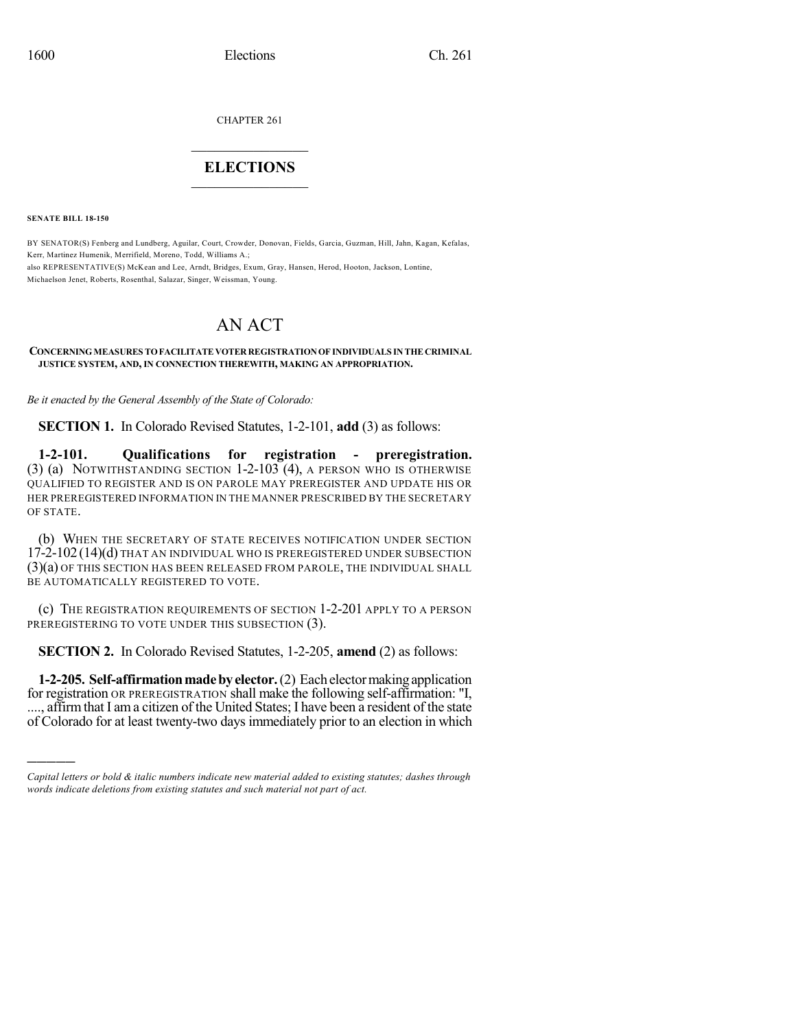CHAPTER 261

# ELECTIONS

**SENATE BILL 18-150**

BY SENATOR(S) Fenberg and Lundberg, Aguilar, Court, Crowder, Donovan, Fields, Garcia, Guzman, Hill, Jahn, Kagan, Kefalas, Kerr, Martinez Humenik, Merrifield, Moreno, Todd, Williams A.;
also REPRESENTATIVE(S) McKean and Lee, Arndt, Bridges, Exum, Gray, Hansen, Herod, Hooton, Jackson, Lontine, Michaelson Jenet, Roberts, Rosenthal, Salazar, Singer, Weissman, Young.

# AN ACT

**CONCERNING MEASURES TO FACILITATE VOTER REGISTRATION OF INDIVIDUALS IN THE CRIMINAL JUSTICE SYSTEM, AND, IN CONNECTION THEREWITH, MAKING AN APPROPRIATION.**

*Be it enacted by the General Assembly of the State of Colorado:*

**SECTION 1.** In Colorado Revised Statutes, 1-2-101, **add** (3) as follows:

**1-2-101. Qualifications for registration - preregistration.** (3) (a) NOTWITHSTANDING SECTION 1-2-103 (4), A PERSON WHO IS OTHERWISE QUALIFIED TO REGISTER AND IS ON PAROLE MAY PREREGISTER AND UPDATE HIS OR HER PREREGISTERED INFORMATION IN THE MANNER PRESCRIBED BY THE SECRETARY OF STATE.

(b) WHEN THE SECRETARY OF STATE RECEIVES NOTIFICATION UNDER SECTION 17-2-102 (14)(d) THAT AN INDIVIDUAL WHO IS PREREGISTERED UNDER SUBSECTION (3)(a) OF THIS SECTION HAS BEEN RELEASED FROM PAROLE, THE INDIVIDUAL SHALL BE AUTOMATICALLY REGISTERED TO VOTE.

(c) THE REGISTRATION REQUIREMENTS OF SECTION 1-2-201 APPLY TO A PERSON PREREGISTERING TO VOTE UNDER THIS SUBSECTION (3).

**SECTION 2.** In Colorado Revised Statutes, 1-2-205, **amend** (2) as follows:

**1-2-205. Self-affirmation made by elector.** (2) Each elector making application for registration OR PREREGISTRATION shall make the following self-affirmation: "I, ...., affirm that I am a citizen of the United States; I have been a resident of the state of Colorado for at least twenty-two days immediately prior to an election in which

*Capital letters or bold & italic numbers indicate new material added to existing statutes; dashes through words indicate deletions from existing statutes and such material not part of act.*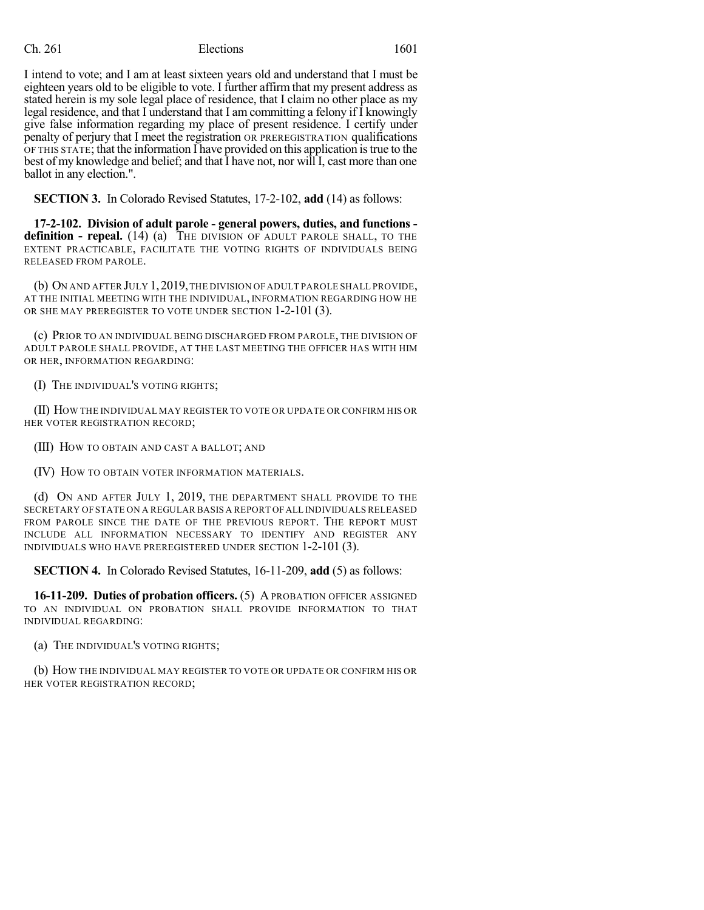I intend to vote; and I am at least sixteen years old and understand that I must be eighteen years old to be eligible to vote. I further affirm that my present address as stated herein is my sole legal place of residence, that I claim no other place as my legal residence, and that I understand that I am committing a felony if I knowingly give false information regarding my place of present residence. I certify under penalty of perjury that I meet the registration OR PREREGISTRATION qualifications OF THIS STATE; that the information I have provided on this application is true to the best of my knowledge and belief; and that I have not, nor will I, cast more than one ballot in any election.".

**SECTION 3.** In Colorado Revised Statutes, 17-2-102, **add** (14) as follows:

**17-2-102. Division of adult parole - general powers, duties, and functions - definition - repeal.** (14) (a) THE DIVISION OF ADULT PAROLE SHALL, TO THE EXTENT PRACTICABLE, FACILITATE THE VOTING RIGHTS OF INDIVIDUALS BEING RELEASED FROM PAROLE.

(b) ON AND AFTER JULY 1, 2019, THE DIVISION OF ADULT PAROLE SHALL PROVIDE, AT THE INITIAL MEETING WITH THE INDIVIDUAL, INFORMATION REGARDING HOW HE OR SHE MAY PREREGISTER TO VOTE UNDER SECTION 1-2-101 (3).

(c) PRIOR TO AN INDIVIDUAL BEING DISCHARGED FROM PAROLE, THE DIVISION OF ADULT PAROLE SHALL PROVIDE, AT THE LAST MEETING THE OFFICER HAS WITH HIM OR HER, INFORMATION REGARDING:

(I) THE INDIVIDUAL'S VOTING RIGHTS;

(II) HOW THE INDIVIDUAL MAY REGISTER TO VOTE OR UPDATE OR CONFIRM HIS OR HER VOTER REGISTRATION RECORD;

(III) HOW TO OBTAIN AND CAST A BALLOT; AND

(IV) HOW TO OBTAIN VOTER INFORMATION MATERIALS.

(d) ON AND AFTER JULY 1, 2019, THE DEPARTMENT SHALL PROVIDE TO THE SECRETARY OF STATE ON A REGULAR BASIS A REPORT OF ALL INDIVIDUALS RELEASED FROM PAROLE SINCE THE DATE OF THE PREVIOUS REPORT. THE REPORT MUST INCLUDE ALL INFORMATION NECESSARY TO IDENTIFY AND REGISTER ANY INDIVIDUALS WHO HAVE PREREGISTERED UNDER SECTION 1-2-101 (3).

**SECTION 4.** In Colorado Revised Statutes, 16-11-209, **add** (5) as follows:

**16-11-209. Duties of probation officers.** (5) A PROBATION OFFICER ASSIGNED TO AN INDIVIDUAL ON PROBATION SHALL PROVIDE INFORMATION TO THAT INDIVIDUAL REGARDING:

(a) THE INDIVIDUAL'S VOTING RIGHTS;

(b) HOW THE INDIVIDUAL MAY REGISTER TO VOTE OR UPDATE OR CONFIRM HIS OR HER VOTER REGISTRATION RECORD;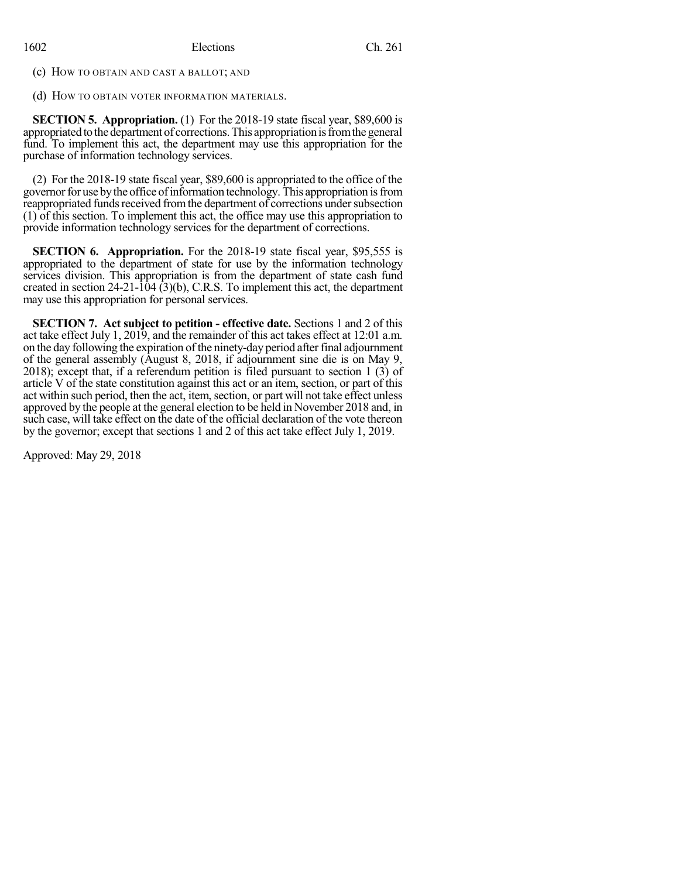(c) HOW TO OBTAIN AND CAST A BALLOT; AND

(d) HOW TO OBTAIN VOTER INFORMATION MATERIALS.

**SECTION 5. Appropriation.** (1) For the 2018-19 state fiscal year, $89,600 is appropriated to the department of corrections. This appropriation is from the general fund. To implement this act, the department may use this appropriation for the purchase of information technology services.

(2) For the 2018-19 state fiscal year, $89,600 is appropriated to the office of the governor for use by the office of information technology. This appropriation is from reappropriated funds received from the department of corrections under subsection (1) of this section. To implement this act, the office may use this appropriation to provide information technology services for the department of corrections.

**SECTION 6. Appropriation.** For the 2018-19 state fiscal year, $95,555 is appropriated to the department of state for use by the information technology services division. This appropriation is from the department of state cash fund created in section 24-21-104 (3)(b), C.R.S. To implement this act, the department may use this appropriation for personal services.

**SECTION 7. Act subject to petition - effective date.** Sections 1 and 2 of this act take effect July 1, 2019, and the remainder of this act takes effect at 12:01 a.m. on the day following the expiration of the ninety-day period after final adjournment of the general assembly (August 8, 2018, if adjournment sine die is on May 9, 2018); except that, if a referendum petition is filed pursuant to section 1 (3) of article V of the state constitution against this act or an item, section, or part of this act within such period, then the act, item, section, or part will not take effect unless approved by the people at the general election to be held in November 2018 and, in such case, will take effect on the date of the official declaration of the vote thereon by the governor; except that sections 1 and 2 of this act take effect July 1, 2019.

Approved: May 29, 2018